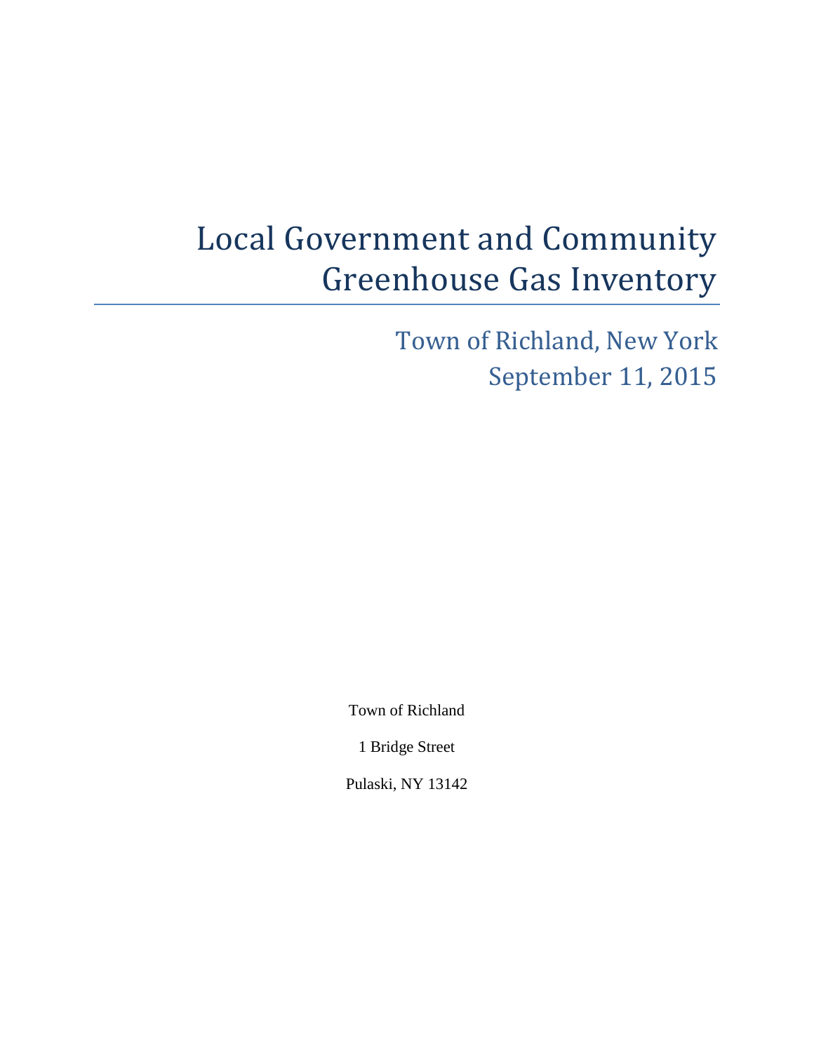# Local Government and Community Greenhouse Gas Inventory

## Town of Richland, New York
## September 11, 2015

Town of Richland

1 Bridge Street

Pulaski, NY 13142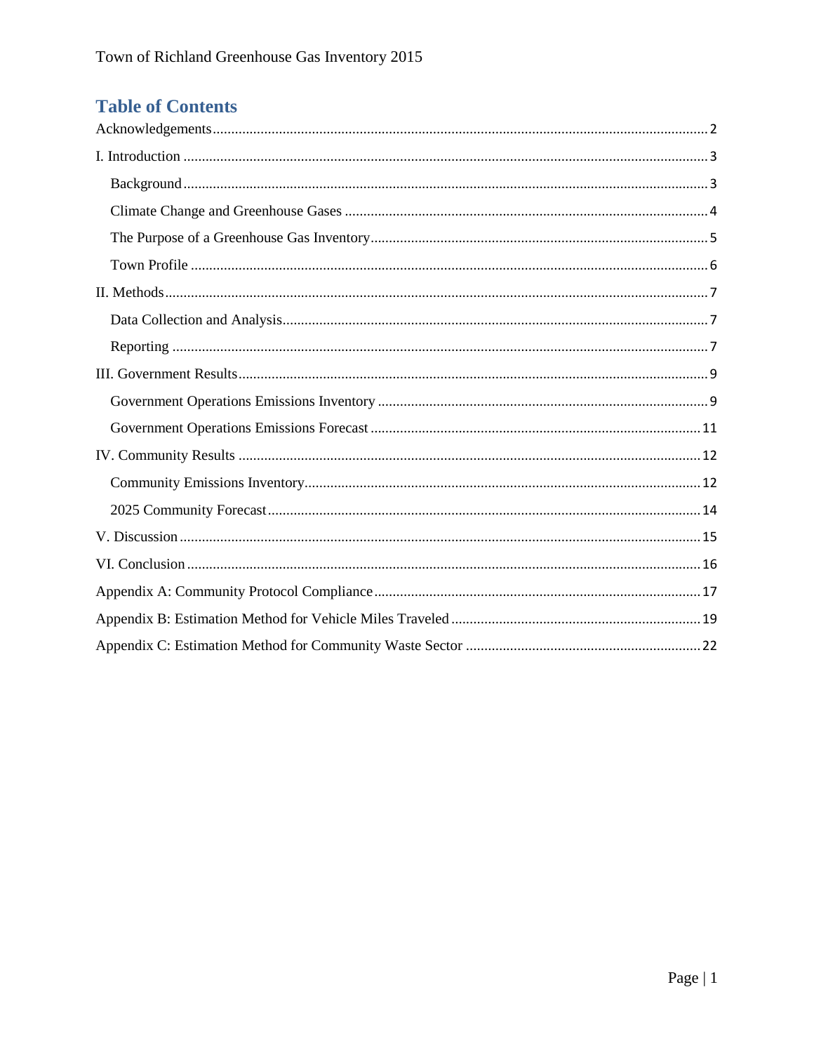## Table of Contents

Acknowledgements .......... 2

I. Introduction .......... 3

- Background .......... 3
- Climate Change and Greenhouse Gases .......... 4
- The Purpose of a Greenhouse Gas Inventory .......... 5
- Town Profile .......... 6

II. Methods .......... 7

- Data Collection and Analysis .......... 7
- Reporting .......... 7

III. Government Results .......... 9

- Government Operations Emissions Inventory .......... 9
- Government Operations Emissions Forecast .......... 11

IV. Community Results .......... 12

- Community Emissions Inventory .......... 12
- 2025 Community Forecast .......... 14

V. Discussion .......... 15

VI. Conclusion .......... 16

Appendix A: Community Protocol Compliance .......... 17

Appendix B: Estimation Method for Vehicle Miles Traveled .......... 19

Appendix C: Estimation Method for Community Waste Sector .......... 22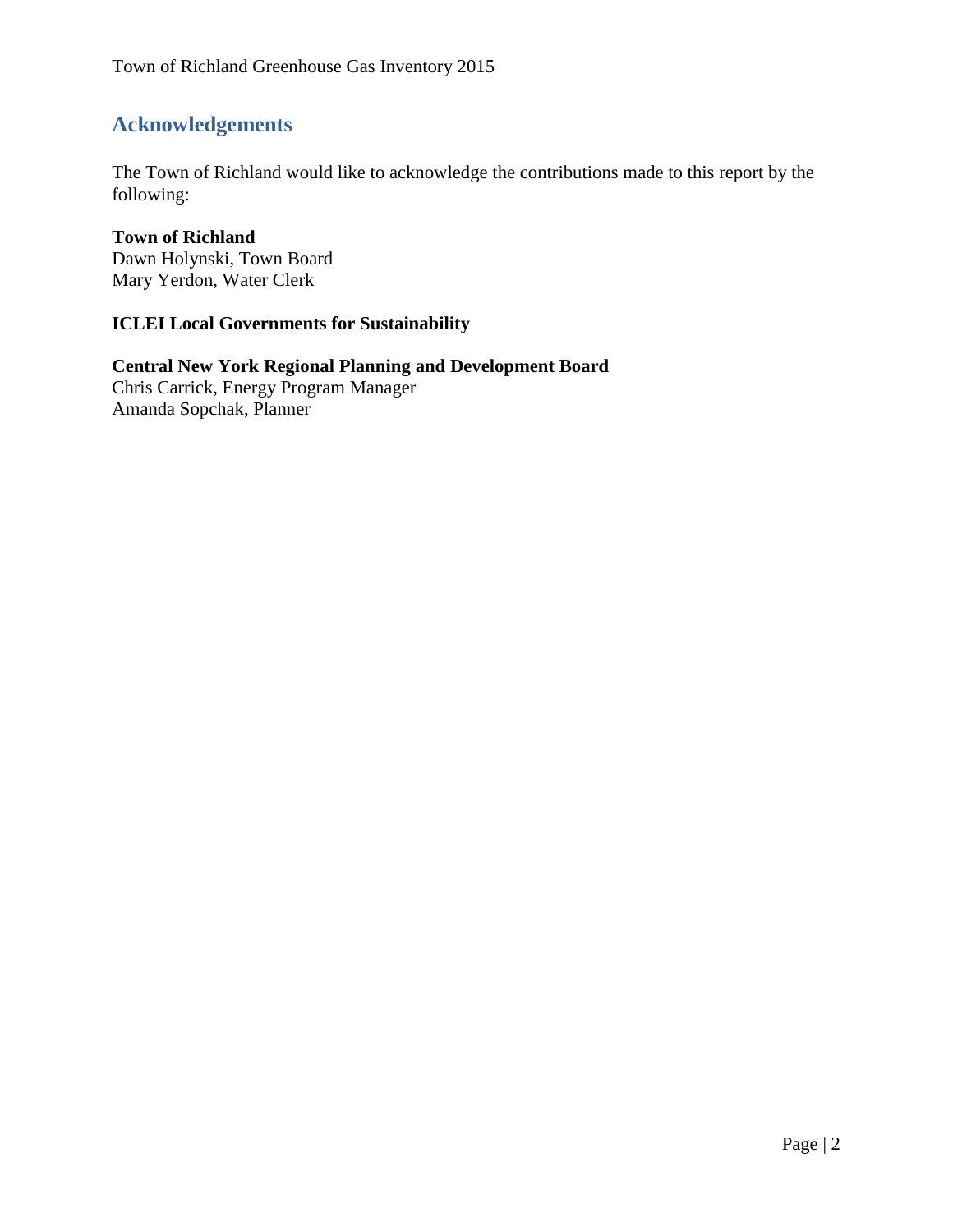## Acknowledgements

The Town of Richland would like to acknowledge the contributions made to this report by the following:

**Town of Richland**
Dawn Holynski, Town Board
Mary Yerdon, Water Clerk

**ICLEI Local Governments for Sustainability**

**Central New York Regional Planning and Development Board**
Chris Carrick, Energy Program Manager
Amanda Sopchak, Planner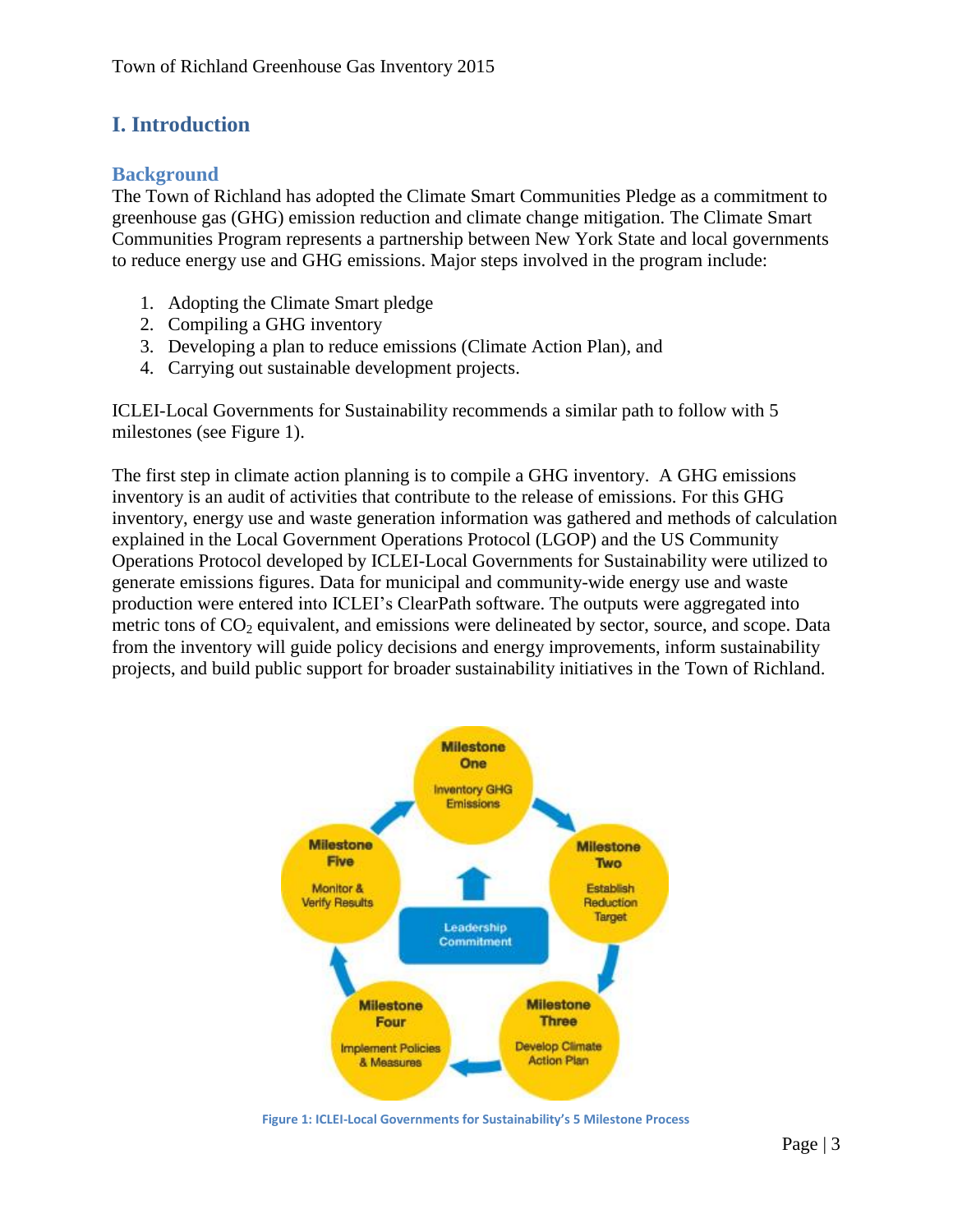# I. Introduction

## Background

The Town of Richland has adopted the Climate Smart Communities Pledge as a commitment to greenhouse gas (GHG) emission reduction and climate change mitigation. The Climate Smart Communities Program represents a partnership between New York State and local governments to reduce energy use and GHG emissions. Major steps involved in the program include:

1. Adopting the Climate Smart pledge
2. Compiling a GHG inventory
3. Developing a plan to reduce emissions (Climate Action Plan), and
4. Carrying out sustainable development projects.

ICLEI-Local Governments for Sustainability recommends a similar path to follow with 5 milestones (see Figure 1).

The first step in climate action planning is to compile a GHG inventory. A GHG emissions inventory is an audit of activities that contribute to the release of emissions. For this GHG inventory, energy use and waste generation information was gathered and methods of calculation explained in the Local Government Operations Protocol (LGOP) and the US Community Operations Protocol developed by ICLEI-Local Governments for Sustainability were utilized to generate emissions figures. Data for municipal and community-wide energy use and waste production were entered into ICLEI's ClearPath software. The outputs were aggregated into metric tons of $CO_2$ equivalent, and emissions were delineated by sector, source, and scope. Data from the inventory will guide policy decisions and energy improvements, inform sustainability projects, and build public support for broader sustainability initiatives in the Town of Richland.

Figure 1: ICLEI-Local Governments for Sustainability's 5 Milestone Process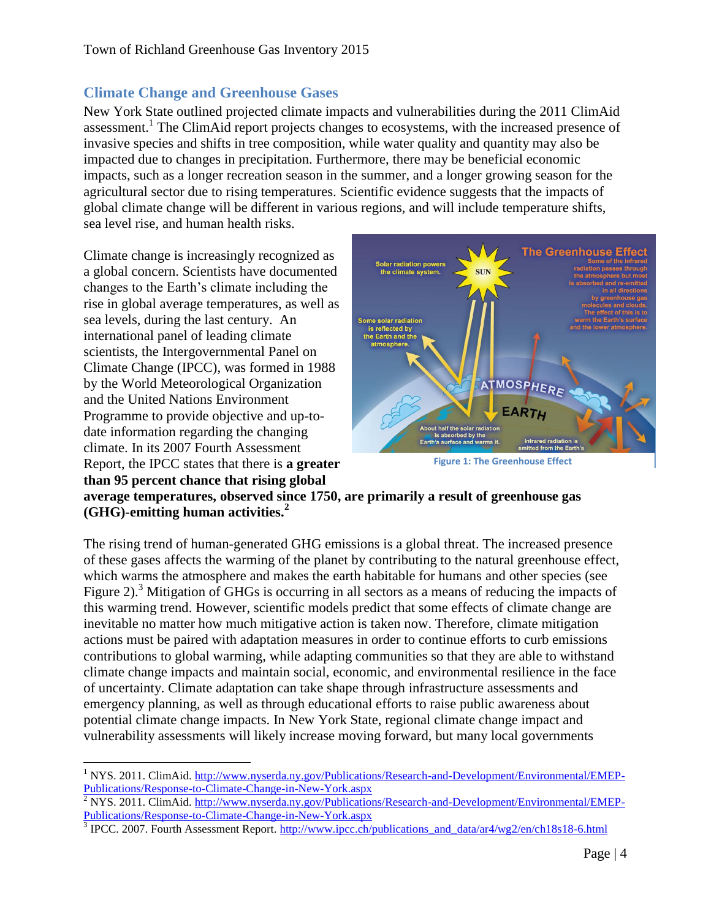## Climate Change and Greenhouse Gases

New York State outlined projected climate impacts and vulnerabilities during the 2011 ClimAid assessment.[1] The ClimAid report projects changes to ecosystems, with the increased presence of invasive species and shifts in tree composition, while water quality and quantity may also be impacted due to changes in precipitation. Furthermore, there may be beneficial economic impacts, such as a longer recreation season in the summer, and a longer growing season for the agricultural sector due to rising temperatures. Scientific evidence suggests that the impacts of global climate change will be different in various regions, and will include temperature shifts, sea level rise, and human health risks.

Climate change is increasingly recognized as a global concern. Scientists have documented changes to the Earth's climate including the rise in global average temperatures, as well as sea levels, during the last century. An international panel of leading climate scientists, the Intergovernmental Panel on Climate Change (IPCC), was formed in 1988 by the World Meteorological Organization and the United Nations Environment Programme to provide objective and up-to-date information regarding the changing climate. In its 2007 Fourth Assessment Report, the IPCC states that there is **a greater than 95 percent chance that rising global average temperatures, observed since 1750, are primarily a result of greenhouse gas (GHG)-emitting human activities.**[2]

Figure 1: The Greenhouse Effect

The rising trend of human-generated GHG emissions is a global threat. The increased presence of these gases affects the warming of the planet by contributing to the natural greenhouse effect, which warms the atmosphere and makes the earth habitable for humans and other species (see Figure 2).[3] Mitigation of GHGs is occurring in all sectors as a means of reducing the impacts of this warming trend. However, scientific models predict that some effects of climate change are inevitable no matter how much mitigative action is taken now. Therefore, climate mitigation actions must be paired with adaptation measures in order to continue efforts to curb emissions contributions to global warming, while adapting communities so that they are able to withstand climate change impacts and maintain social, economic, and environmental resilience in the face of uncertainty. Climate adaptation can take shape through infrastructure assessments and emergency planning, as well as through educational efforts to raise public awareness about potential climate change impacts. In New York State, regional climate change impact and vulnerability assessments will likely increase moving forward, but many local governments

---

[1] NYS. 2011. ClimAid. http://www.nyserda.ny.gov/Publications/Research-and-Development/Environmental/EMEP-Publications/Response-to-Climate-Change-in-New-York.aspx

[2] NYS. 2011. ClimAid. http://www.nyserda.ny.gov/Publications/Research-and-Development/Environmental/EMEP-Publications/Response-to-Climate-Change-in-New-York.aspx

[3] IPCC. 2007. Fourth Assessment Report. http://www.ipcc.ch/publications_and_data/ar4/wg2/en/ch18s18-6.html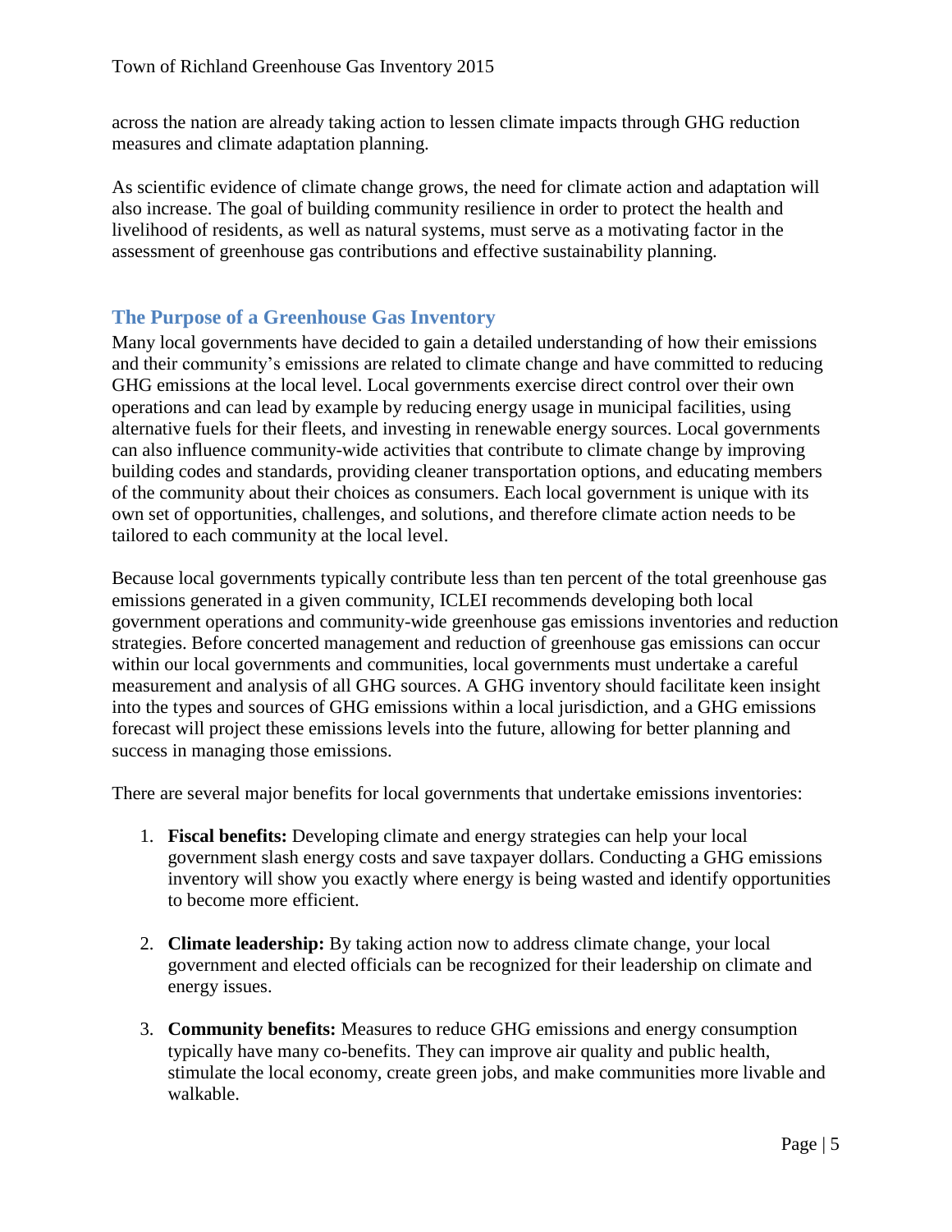across the nation are already taking action to lessen climate impacts through GHG reduction measures and climate adaptation planning.

As scientific evidence of climate change grows, the need for climate action and adaptation will also increase. The goal of building community resilience in order to protect the health and livelihood of residents, as well as natural systems, must serve as a motivating factor in the assessment of greenhouse gas contributions and effective sustainability planning.

## The Purpose of a Greenhouse Gas Inventory

Many local governments have decided to gain a detailed understanding of how their emissions and their community's emissions are related to climate change and have committed to reducing GHG emissions at the local level. Local governments exercise direct control over their own operations and can lead by example by reducing energy usage in municipal facilities, using alternative fuels for their fleets, and investing in renewable energy sources. Local governments can also influence community-wide activities that contribute to climate change by improving building codes and standards, providing cleaner transportation options, and educating members of the community about their choices as consumers. Each local government is unique with its own set of opportunities, challenges, and solutions, and therefore climate action needs to be tailored to each community at the local level.

Because local governments typically contribute less than ten percent of the total greenhouse gas emissions generated in a given community, ICLEI recommends developing both local government operations and community-wide greenhouse gas emissions inventories and reduction strategies. Before concerted management and reduction of greenhouse gas emissions can occur within our local governments and communities, local governments must undertake a careful measurement and analysis of all GHG sources. A GHG inventory should facilitate keen insight into the types and sources of GHG emissions within a local jurisdiction, and a GHG emissions forecast will project these emissions levels into the future, allowing for better planning and success in managing those emissions.

There are several major benefits for local governments that undertake emissions inventories:

1. **Fiscal benefits:** Developing climate and energy strategies can help your local government slash energy costs and save taxpayer dollars. Conducting a GHG emissions inventory will show you exactly where energy is being wasted and identify opportunities to become more efficient.

2. **Climate leadership:** By taking action now to address climate change, your local government and elected officials can be recognized for their leadership on climate and energy issues.

3. **Community benefits:** Measures to reduce GHG emissions and energy consumption typically have many co-benefits. They can improve air quality and public health, stimulate the local economy, create green jobs, and make communities more livable and walkable.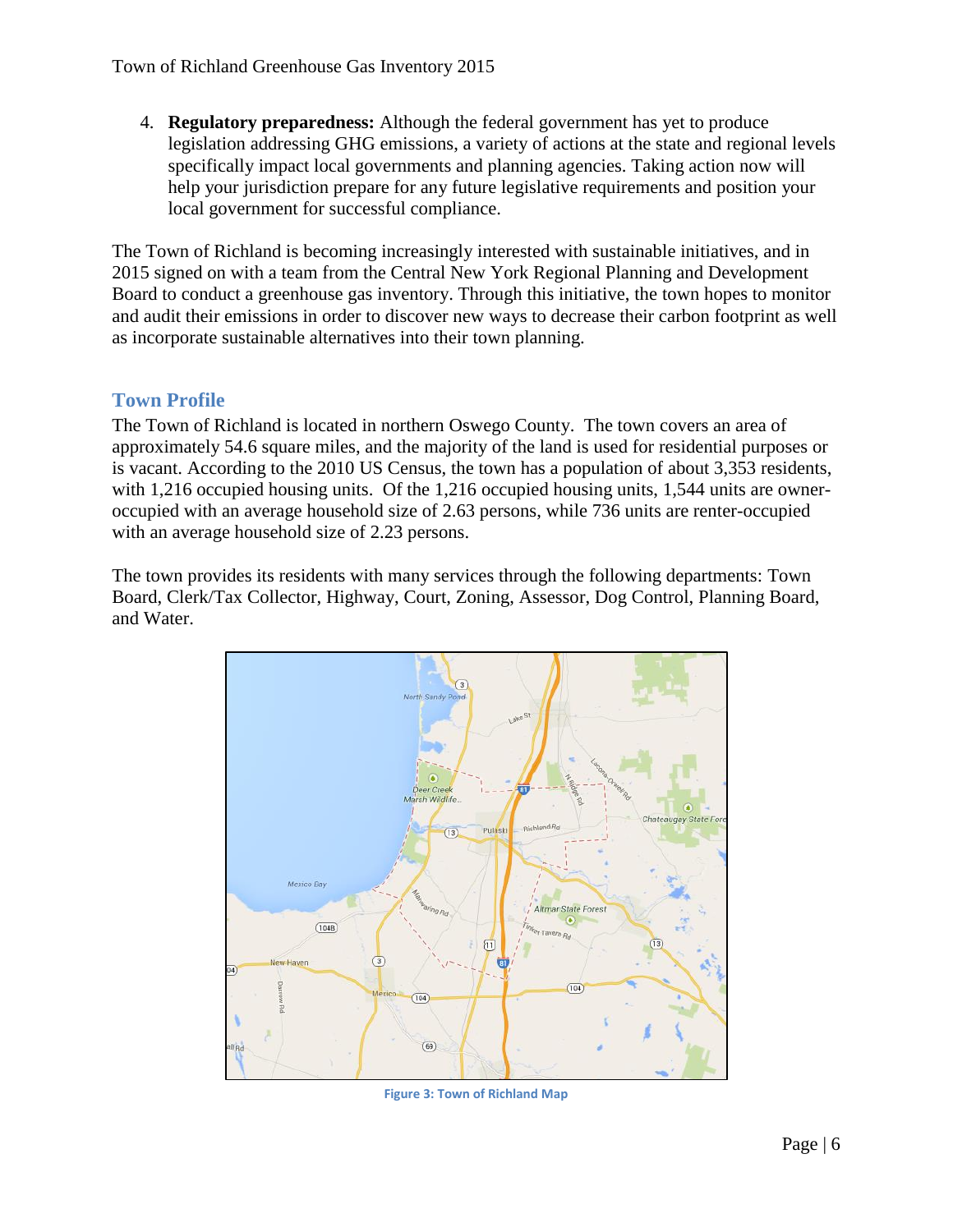4. **Regulatory preparedness:** Although the federal government has yet to produce legislation addressing GHG emissions, a variety of actions at the state and regional levels specifically impact local governments and planning agencies. Taking action now will help your jurisdiction prepare for any future legislative requirements and position your local government for successful compliance.

The Town of Richland is becoming increasingly interested with sustainable initiatives, and in 2015 signed on with a team from the Central New York Regional Planning and Development Board to conduct a greenhouse gas inventory. Through this initiative, the town hopes to monitor and audit their emissions in order to discover new ways to decrease their carbon footprint as well as incorporate sustainable alternatives into their town planning.

## Town Profile

The Town of Richland is located in northern Oswego County. The town covers an area of approximately 54.6 square miles, and the majority of the land is used for residential purposes or is vacant. According to the 2010 US Census, the town has a population of about 3,353 residents, with 1,216 occupied housing units. Of the 1,216 occupied housing units, 1,544 units are owner-occupied with an average household size of 2.63 persons, while 736 units are renter-occupied with an average household size of 2.23 persons.

The town provides its residents with many services through the following departments: Town Board, Clerk/Tax Collector, Highway, Court, Zoning, Assessor, Dog Control, Planning Board, and Water.

Figure 3: Town of Richland Map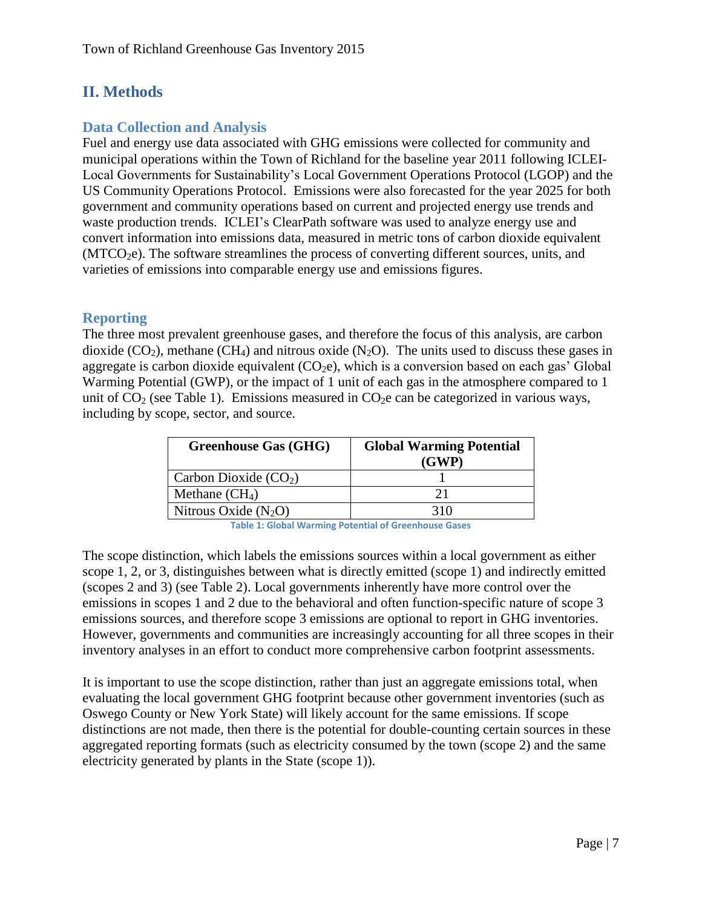## II. Methods

### Data Collection and Analysis

Fuel and energy use data associated with GHG emissions were collected for community and municipal operations within the Town of Richland for the baseline year 2011 following ICLEI-Local Governments for Sustainability's Local Government Operations Protocol (LGOP) and the US Community Operations Protocol. Emissions were also forecasted for the year 2025 for both government and community operations based on current and projected energy use trends and waste production trends. ICLEI's ClearPath software was used to analyze energy use and convert information into emissions data, measured in metric tons of carbon dioxide equivalent ($MTCO_2e$). The software streamlines the process of converting different sources, units, and varieties of emissions into comparable energy use and emissions figures.

### Reporting

The three most prevalent greenhouse gases, and therefore the focus of this analysis, are carbon dioxide ($CO_2$), methane ($CH_4$) and nitrous oxide ($N_2O$). The units used to discuss these gases in aggregate is carbon dioxide equivalent ($CO_2e$), which is a conversion based on each gas' Global Warming Potential (GWP), or the impact of 1 unit of each gas in the atmosphere compared to 1 unit of $CO_2$ (see Table 1). Emissions measured in $CO_2e$ can be categorized in various ways, including by scope, sector, and source.

| Greenhouse Gas (GHG) | Global Warming Potential (GWP) |
|---|---|
| Carbon Dioxide ($CO_2$) | 1 |
| Methane ($CH_4$) | 21 |
| Nitrous Oxide ($N_2O$) | 310 |

**Table 1: Global Warming Potential of Greenhouse Gases**

The scope distinction, which labels the emissions sources within a local government as either scope 1, 2, or 3, distinguishes between what is directly emitted (scope 1) and indirectly emitted (scopes 2 and 3) (see Table 2). Local governments inherently have more control over the emissions in scopes 1 and 2 due to the behavioral and often function-specific nature of scope 3 emissions sources, and therefore scope 3 emissions are optional to report in GHG inventories. However, governments and communities are increasingly accounting for all three scopes in their inventory analyses in an effort to conduct more comprehensive carbon footprint assessments.

It is important to use the scope distinction, rather than just an aggregate emissions total, when evaluating the local government GHG footprint because other government inventories (such as Oswego County or New York State) will likely account for the same emissions. If scope distinctions are not made, then there is the potential for double-counting certain sources in these aggregated reporting formats (such as electricity consumed by the town (scope 2) and the same electricity generated by plants in the State (scope 1)).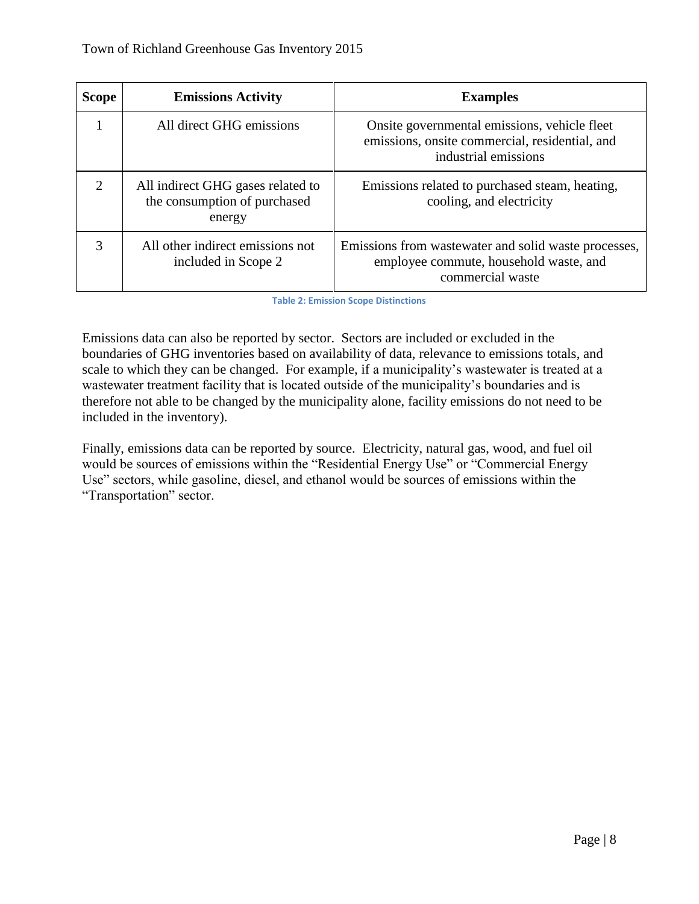| Scope | Emissions Activity | Examples |
| --- | --- | --- |
| 1 | All direct GHG emissions | Onsite governmental emissions, vehicle fleet emissions, onsite commercial, residential, and industrial emissions |
| 2 | All indirect GHG gases related to the consumption of purchased energy | Emissions related to purchased steam, heating, cooling, and electricity |
| 3 | All other indirect emissions not included in Scope 2 | Emissions from wastewater and solid waste processes, employee commute, household waste, and commercial waste |

Table 2: Emission Scope Distinctions

Emissions data can also be reported by sector. Sectors are included or excluded in the boundaries of GHG inventories based on availability of data, relevance to emissions totals, and scale to which they can be changed. For example, if a municipality's wastewater is treated at a wastewater treatment facility that is located outside of the municipality's boundaries and is therefore not able to be changed by the municipality alone, facility emissions do not need to be included in the inventory).

Finally, emissions data can be reported by source. Electricity, natural gas, wood, and fuel oil would be sources of emissions within the "Residential Energy Use" or "Commercial Energy Use" sectors, while gasoline, diesel, and ethanol would be sources of emissions within the "Transportation" sector.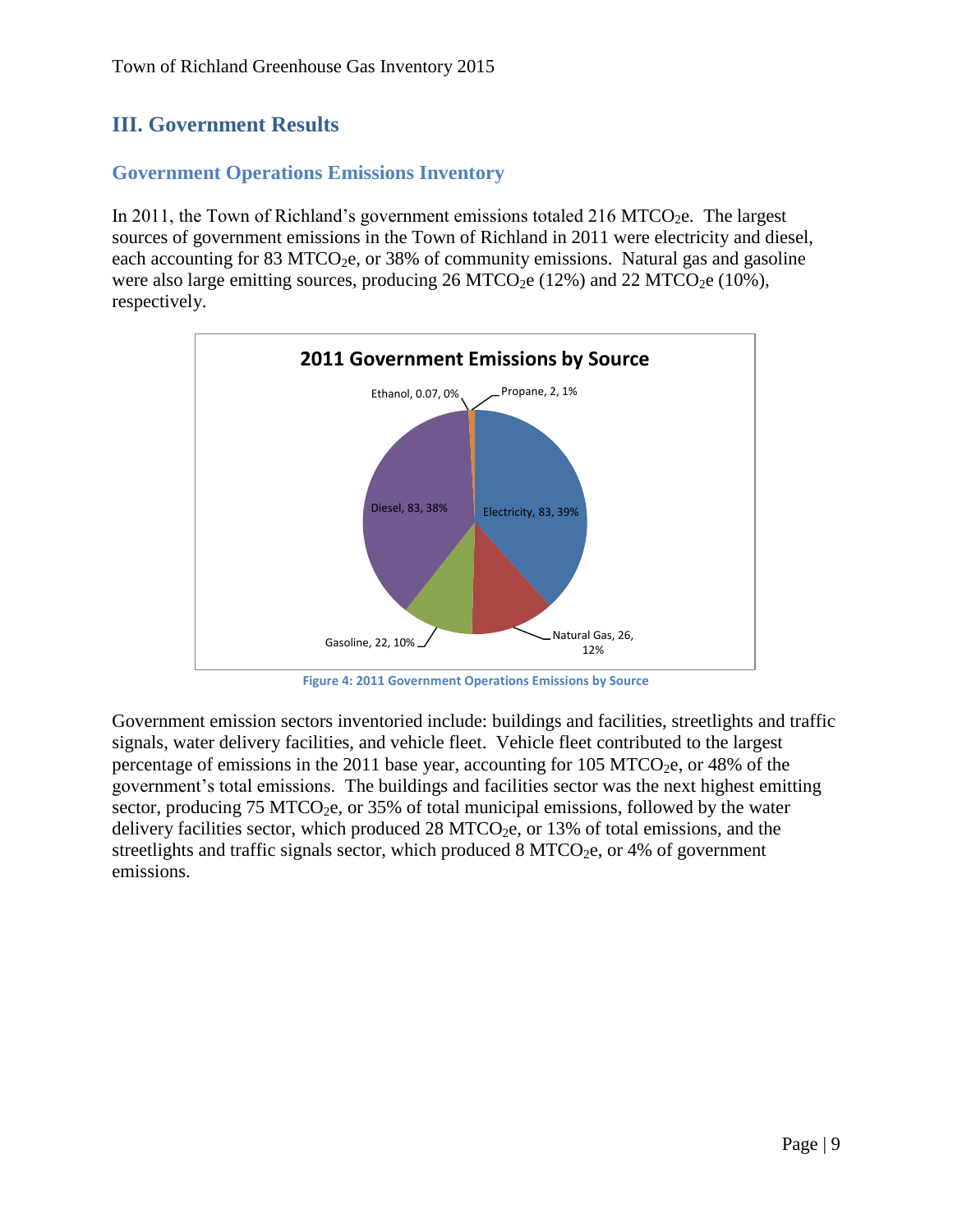# III. Government Results

## Government Operations Emissions Inventory

In 2011, the Town of Richland's government emissions totaled 216 $MTCO_2e$. The largest sources of government emissions in the Town of Richland in 2011 were electricity and diesel, each accounting for 83 $MTCO_2e$, or 38% of community emissions. Natural gas and gasoline were also large emitting sources, producing 26 $MTCO_2e$ (12%) and 22 $MTCO_2e$ (10%), respectively.

**2011 Government Emissions by Source**

| Source | $MTCO_2e$ | Percent |
|---|---|---|
| Electricity | 83 | 39% |
| Natural Gas | 26 | 12% |
| Gasoline | 22 | 10% |
| Diesel | 83 | 38% |
| Ethanol | 0.07 | 0% |
| Propane | 2 | 1% |

Figure 4: 2011 Government Operations Emissions by Source

Government emission sectors inventoried include: buildings and facilities, streetlights and traffic signals, water delivery facilities, and vehicle fleet. Vehicle fleet contributed to the largest percentage of emissions in the 2011 base year, accounting for 105 $MTCO_2e$, or 48% of the government's total emissions. The buildings and facilities sector was the next highest emitting sector, producing 75 $MTCO_2e$, or 35% of total municipal emissions, followed by the water delivery facilities sector, which produced 28 $MTCO_2e$, or 13% of total emissions, and the streetlights and traffic signals sector, which produced 8 $MTCO_2e$, or 4% of government emissions.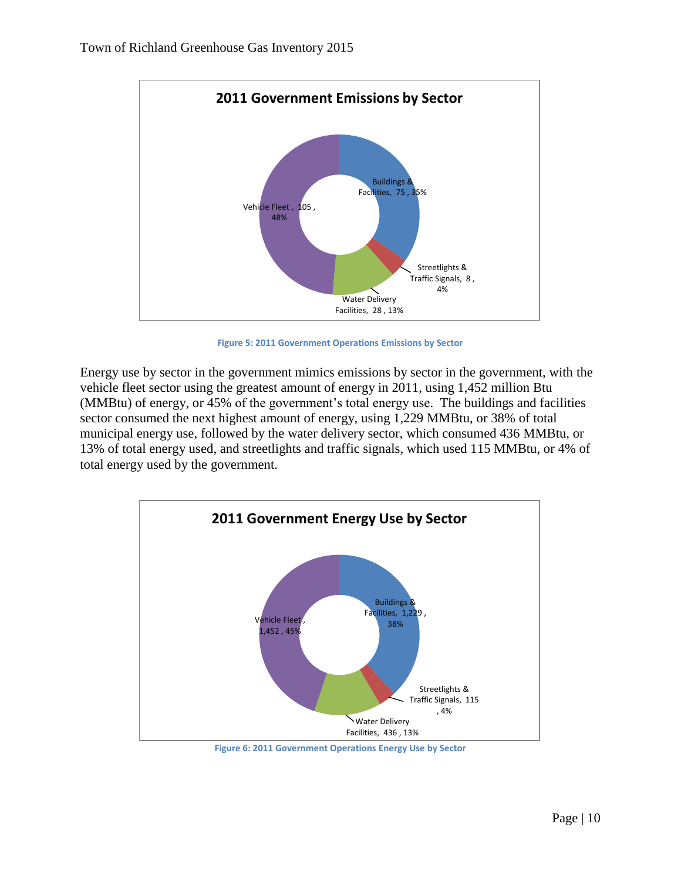**2011 Government Emissions by Sector**

Buildings & Facilities, 75, 35%

Streetlights & Traffic Signals, 8, 4%

Water Delivery Facilities, 28, 13%

Vehicle Fleet, 105, 48%

Figure 5: 2011 Government Operations Emissions by Sector

Energy use by sector in the government mimics emissions by sector in the government, with the vehicle fleet sector using the greatest amount of energy in 2011, using 1,452 million Btu (MMBtu) of energy, or 45% of the government's total energy use. The buildings and facilities sector consumed the next highest amount of energy, using 1,229 MMBtu, or 38% of total municipal energy use, followed by the water delivery sector, which consumed 436 MMBtu, or 13% of total energy used, and streetlights and traffic signals, which used 115 MMBtu, or 4% of total energy used by the government.

**2011 Government Energy Use by Sector**

Buildings & Facilities, 1,229, 38%

Streetlights & Traffic Signals, 115, 4%

Water Delivery Facilities, 436, 13%

Vehicle Fleet, 1,452, 45%

Figure 6: 2011 Government Operations Energy Use by Sector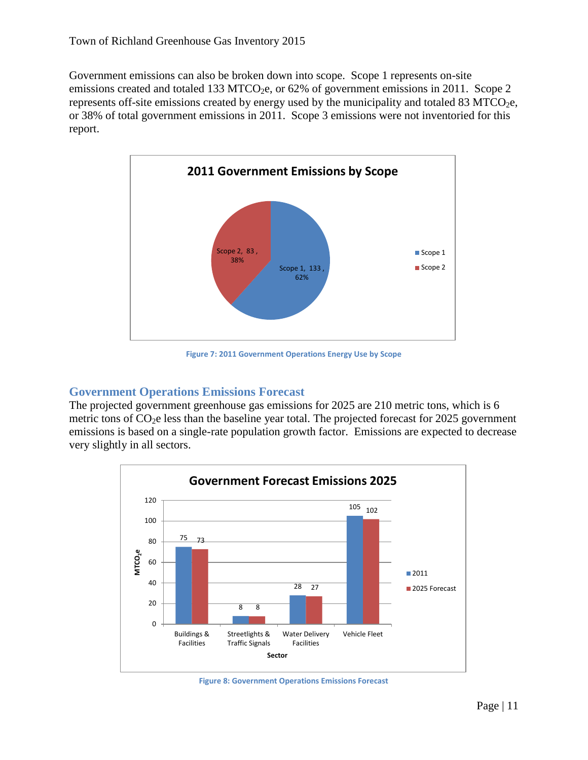Government emissions can also be broken down into scope. Scope 1 represents on-site emissions created and totaled 133 $MTCO_2e$, or 62% of government emissions in 2011. Scope 2 represents off-site emissions created by energy used by the municipality and totaled 83 $MTCO_2e$, or 38% of total government emissions in 2011. Scope 3 emissions were not inventoried for this report.

**2011 Government Emissions by Scope**

| Scope | $MTCO_2e$ | Percent |
|---|---|---|
| Scope 1 | 133 | 62% |
| Scope 2 | 83 | 38% |

Figure 7: 2011 Government Operations Energy Use by Scope

## Government Operations Emissions Forecast

The projected government greenhouse gas emissions for 2025 are 210 metric tons, which is 6 metric tons of $CO_2e$ less than the baseline year total. The projected forecast for 2025 government emissions is based on a single-rate population growth factor. Emissions are expected to decrease very slightly in all sectors.

**Government Forecast Emissions 2025**

| Sector | 2011 ($MTCO_2e$) | 2025 Forecast ($MTCO_2e$) |
|---|---|---|
| Buildings & Facilities | 75 | 73 |
| Streetlights & Traffic Signals | 8 | 8 |
| Water Delivery Facilities | 28 | 27 |
| Vehicle Fleet | 105 | 102 |

Figure 8: Government Operations Emissions Forecast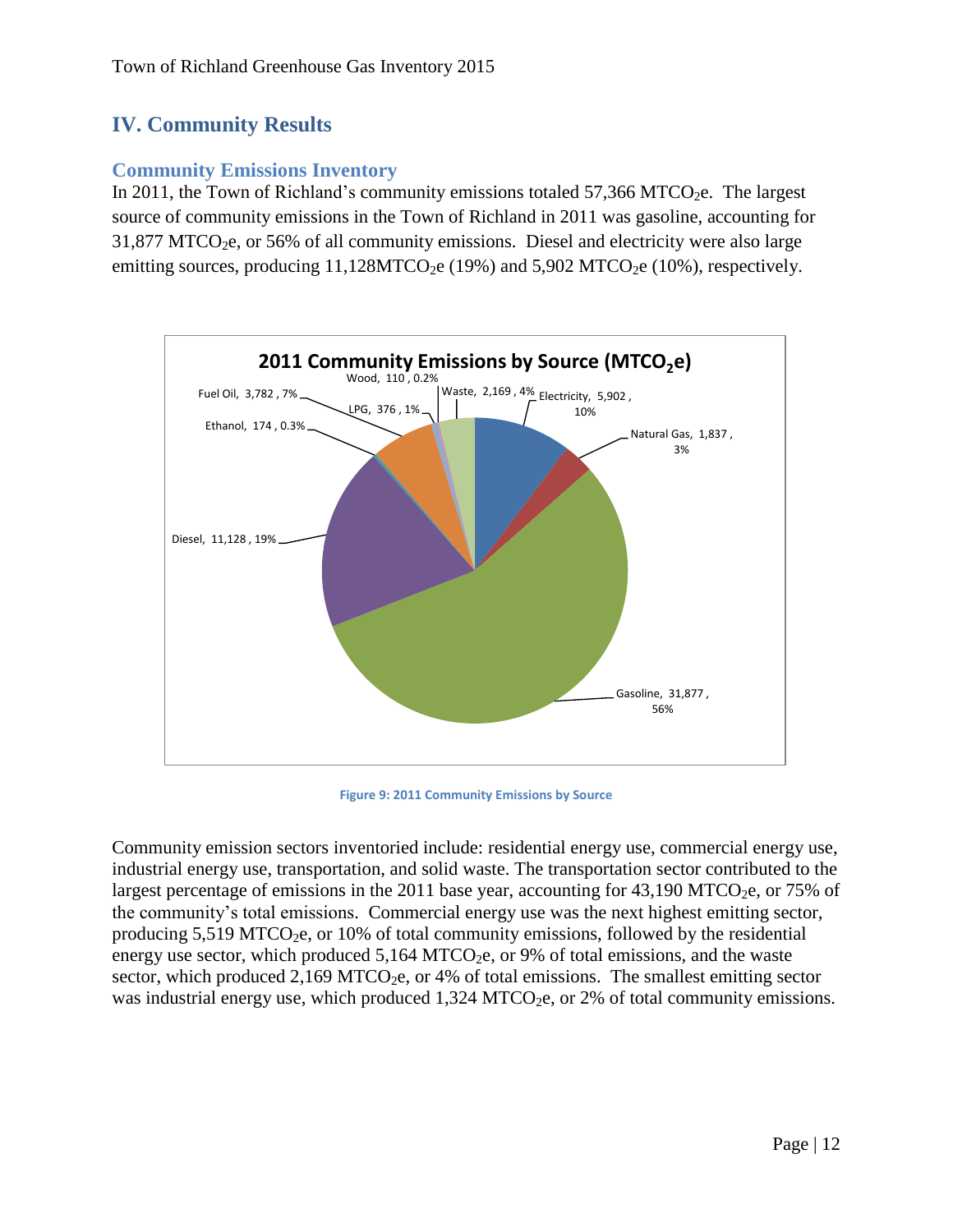## IV. Community Results

### Community Emissions Inventory

In 2011, the Town of Richland's community emissions totaled 57,366 $MTCO_2e$. The largest source of community emissions in the Town of Richland in 2011 was gasoline, accounting for 31,877 $MTCO_2e$, or 56% of all community emissions. Diesel and electricity were also large emitting sources, producing 11,128$MTCO_2e$ (19%) and 5,902 $MTCO_2e$ (10%), respectively.

**2011 Community Emissions by Source ($MTCO_2e$)**

| Source | $MTCO_2e$ | Percent |
|---|---|---|
| Electricity | 5,902 | 10% |
| Natural Gas | 1,837 | 3% |
| Gasoline | 31,877 | 56% |
| Diesel | 11,128 | 19% |
| Ethanol | 174 | 0.3% |
| Fuel Oil | 3,782 | 7% |
| LPG | 376 | 1% |
| Wood | 110 | 0.2% |
| Waste | 2,169 | 4% |

Figure 9: 2011 Community Emissions by Source

Community emission sectors inventoried include: residential energy use, commercial energy use, industrial energy use, transportation, and solid waste. The transportation sector contributed to the largest percentage of emissions in the 2011 base year, accounting for 43,190 $MTCO_2e$, or 75% of the community's total emissions. Commercial energy use was the next highest emitting sector, producing 5,519 $MTCO_2e$, or 10% of total community emissions, followed by the residential energy use sector, which produced 5,164 $MTCO_2e$, or 9% of total emissions, and the waste sector, which produced 2,169 $MTCO_2e$, or 4% of total emissions. The smallest emitting sector was industrial energy use, which produced 1,324 $MTCO_2e$, or 2% of total community emissions.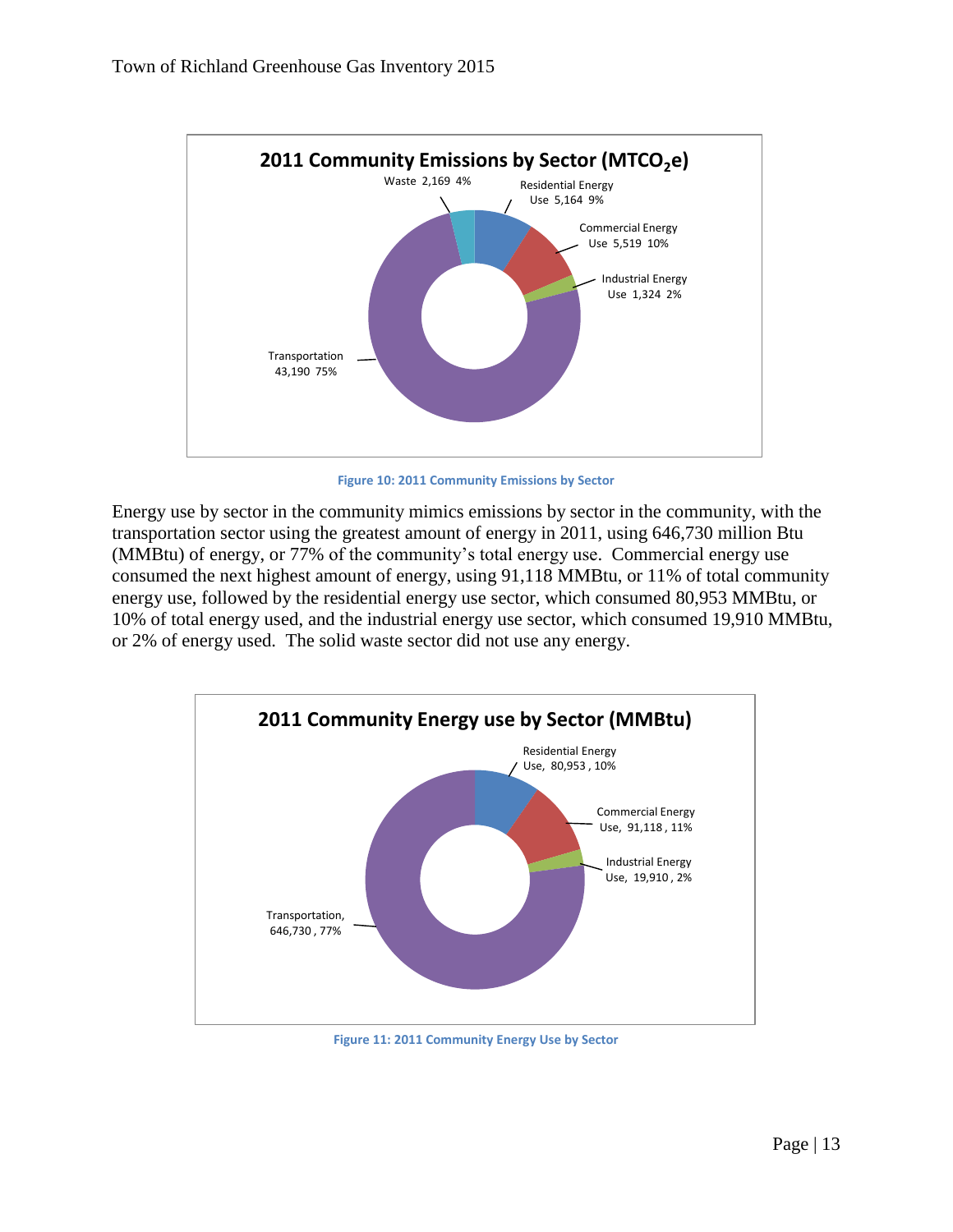**2011 Community Emissions by Sector ($MTCO_2e$)**

Waste 2,169 4%

Residential Energy Use 5,164 9%

Commercial Energy Use 5,519 10%

Industrial Energy Use 1,324 2%

Transportation 43,190 75%

Figure 10: 2011 Community Emissions by Sector

Energy use by sector in the community mimics emissions by sector in the community, with the transportation sector using the greatest amount of energy in 2011, using 646,730 million Btu (MMBtu) of energy, or 77% of the community's total energy use. Commercial energy use consumed the next highest amount of energy, using 91,118 MMBtu, or 11% of total community energy use, followed by the residential energy use sector, which consumed 80,953 MMBtu, or 10% of total energy used, and the industrial energy use sector, which consumed 19,910 MMBtu, or 2% of energy used. The solid waste sector did not use any energy.

**2011 Community Energy use by Sector (MMBtu)**

Residential Energy Use, 80,953 , 10%

Commercial Energy Use, 91,118 , 11%

Industrial Energy Use, 19,910 , 2%

Transportation, 646,730 , 77%

Figure 11: 2011 Community Energy Use by Sector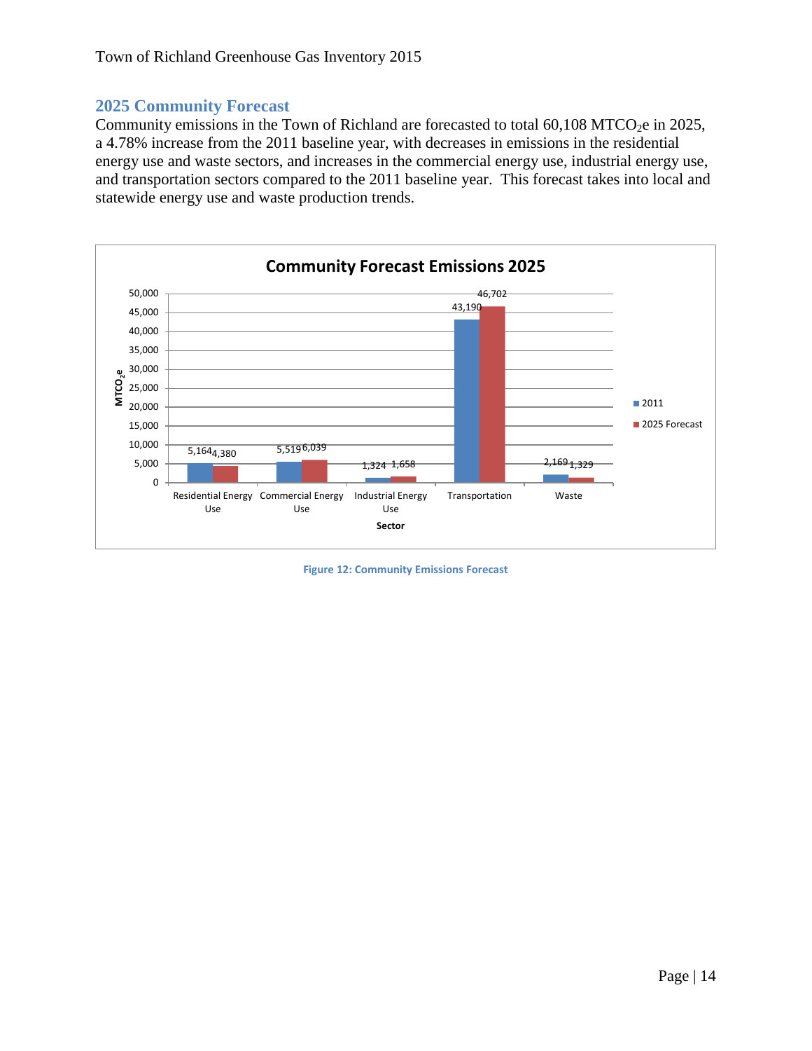## 2025 Community Forecast

Community emissions in the Town of Richland are forecasted to total 60,108 $MTCO_2e$ in 2025, a 4.78% increase from the 2011 baseline year, with decreases in emissions in the residential energy use and waste sectors, and increases in the commercial energy use, industrial energy use, and transportation sectors compared to the 2011 baseline year. This forecast takes into local and statewide energy use and waste production trends.

**Community Forecast Emissions 2025**

| Sector | 2011 | 2025 Forecast |
|---|---|---|
| Residential Energy Use | 5,164 | 4,380 |
| Commercial Energy Use | 5,519 | 6,039 |
| Industrial Energy Use | 1,324 | 1,658 |
| Transportation | 43,190 | 46,702 |
| Waste | 2,169 | 1,329 |

Figure 12: Community Emissions Forecast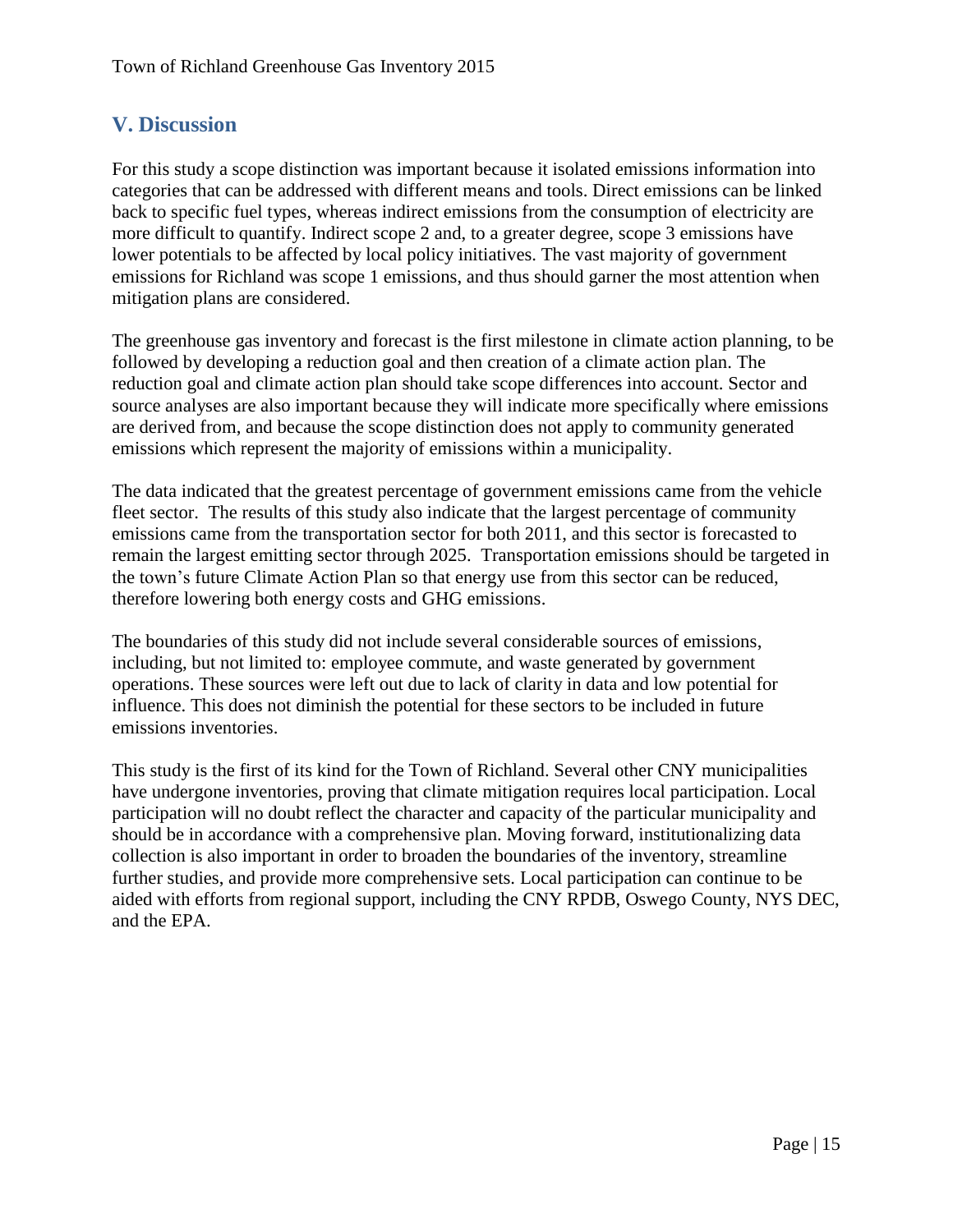## V. Discussion

For this study a scope distinction was important because it isolated emissions information into categories that can be addressed with different means and tools. Direct emissions can be linked back to specific fuel types, whereas indirect emissions from the consumption of electricity are more difficult to quantify. Indirect scope 2 and, to a greater degree, scope 3 emissions have lower potentials to be affected by local policy initiatives. The vast majority of government emissions for Richland was scope 1 emissions, and thus should garner the most attention when mitigation plans are considered.

The greenhouse gas inventory and forecast is the first milestone in climate action planning, to be followed by developing a reduction goal and then creation of a climate action plan. The reduction goal and climate action plan should take scope differences into account. Sector and source analyses are also important because they will indicate more specifically where emissions are derived from, and because the scope distinction does not apply to community generated emissions which represent the majority of emissions within a municipality.

The data indicated that the greatest percentage of government emissions came from the vehicle fleet sector. The results of this study also indicate that the largest percentage of community emissions came from the transportation sector for both 2011, and this sector is forecasted to remain the largest emitting sector through 2025. Transportation emissions should be targeted in the town's future Climate Action Plan so that energy use from this sector can be reduced, therefore lowering both energy costs and GHG emissions.

The boundaries of this study did not include several considerable sources of emissions, including, but not limited to: employee commute, and waste generated by government operations. These sources were left out due to lack of clarity in data and low potential for influence. This does not diminish the potential for these sectors to be included in future emissions inventories.

This study is the first of its kind for the Town of Richland. Several other CNY municipalities have undergone inventories, proving that climate mitigation requires local participation. Local participation will no doubt reflect the character and capacity of the particular municipality and should be in accordance with a comprehensive plan. Moving forward, institutionalizing data collection is also important in order to broaden the boundaries of the inventory, streamline further studies, and provide more comprehensive sets. Local participation can continue to be aided with efforts from regional support, including the CNY RPDB, Oswego County, NYS DEC, and the EPA.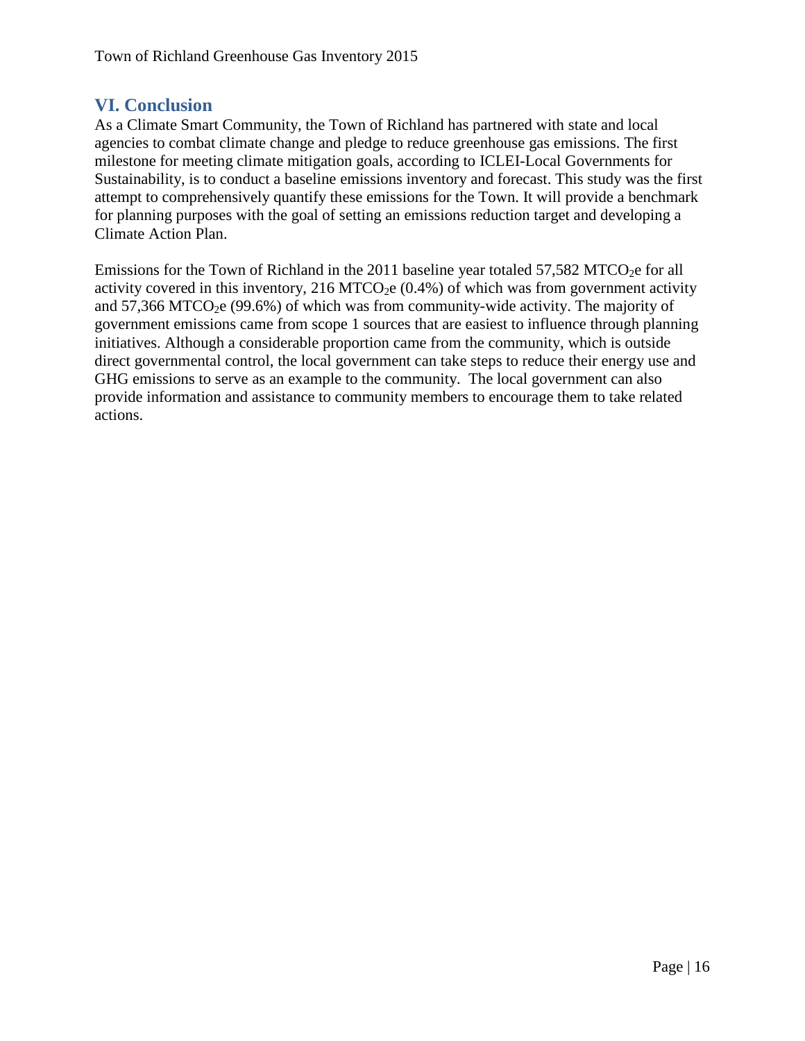## VI. Conclusion

As a Climate Smart Community, the Town of Richland has partnered with state and local agencies to combat climate change and pledge to reduce greenhouse gas emissions. The first milestone for meeting climate mitigation goals, according to ICLEI-Local Governments for Sustainability, is to conduct a baseline emissions inventory and forecast. This study was the first attempt to comprehensively quantify these emissions for the Town. It will provide a benchmark for planning purposes with the goal of setting an emissions reduction target and developing a Climate Action Plan.

Emissions for the Town of Richland in the 2011 baseline year totaled 57,582 $MTCO_2e$ for all activity covered in this inventory, 216 $MTCO_2e$ (0.4%) of which was from government activity and 57,366 $MTCO_2e$ (99.6%) of which was from community-wide activity. The majority of government emissions came from scope 1 sources that are easiest to influence through planning initiatives. Although a considerable proportion came from the community, which is outside direct governmental control, the local government can take steps to reduce their energy use and GHG emissions to serve as an example to the community. The local government can also provide information and assistance to community members to encourage them to take related actions.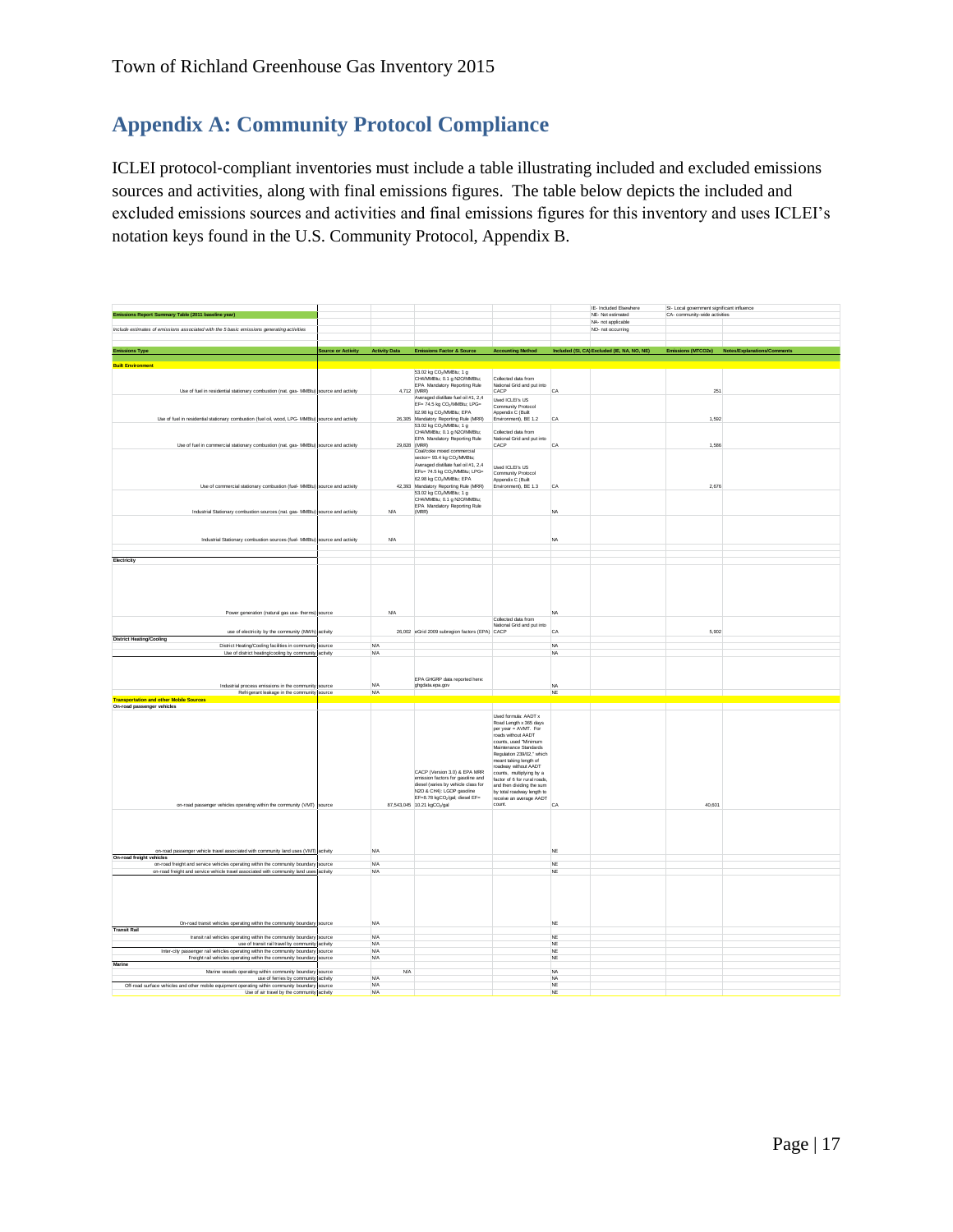## Appendix A: Community Protocol Compliance

ICLEI protocol-compliant inventories must include a table illustrating included and excluded emissions sources and activities, along with final emissions figures. The table below depicts the included and excluded emissions sources and activities and final emissions figures for this inventory and uses ICLEI's notation keys found in the U.S. Community Protocol, Appendix B.

| Emissions Report Summary Table (2011 baseline year) | | | | | | IE- Included Elsewhere<br>NE- Not estimated<br>NA- not applicable<br>NO- not occurring | SI- Local government significant influence<br>CA- community-wide activities | |
|---|---|---|---|---|---|---|---|---|
| *Include estimates of emissions associated with the 5 basic emissions generating activities* | | | | | | | | |
| **Emissions Type** | **Source or Activity** | **Activity Data** | **Emissions Factor & Source** | **Accounting Method** | **Included (SI, CA)** | **Excluded (IE, NA, NO, NE)** | **Emissions (MTCO2e)** | **Notes/Explanations/Comments** |
| **Built Environment** | | | | | | | | |
| Use of fuel in residential stationary combustion (nat. gas- MMBtu) | source and activity | 4,712 | 53.02 kg $CO_2$/MMBtu; 1 g CH4/MMBtu; 0.1 g N2O/MMBtu; EPA Mandatory Reporting Rule (MRR) | Collected data from National Grid and put into CACP | CA | | 251 | |
| Use of fuel in residential stationary combustion (fuel oil, wood, LPG- MMBtu) | source and activity | 26,305 | Averaged distillate fuel oil #1, 2,4 EF= 74.5 kg $CO_2$/MMBtu; LPG= 62.98 kg $CO_2$/MMBtu; EPA Mandatory Reporting Rule (MRR) | Used ICLEI's US Community Protocol Appendix C (Built Environment), BE 1.2 | CA | | 1,592 | |
| Use of fuel in commercial stationary combustion (nat. gas- MMBtu) | source and activity | 29,828 | 53.02 kg $CO_2$/MMBtu; 1 g CH4/MMBtu; 0.1 g N2O/MMBtu; EPA Mandatory Reporting Rule (MRR) | Collected data from National Grid and put into CACP | CA | | 1,586 | |
| Use of commercial stationary combustion (fuel- MMBtu) | source and activity | 42,393 | Coal/coke mixed commercial sector= 93.4 kg $CO_2$/MMBtu; Averaged distillate fuel oil #1, 2,4 EFs= 74.5 kg $CO_2$/MMBtu; LPG= 62.98 kg $CO_2$/MMBtu; EPA Mandatory Reporting Rule (MRR) | Used ICLEI's US Community Protocol Appendix C (Built Environment), BE 1.3 | CA | | 2,676 | |
| Industrial Stationary combustion sources (nat. gas- MMBtu) | source and activity | N/A | 53.02 kg $CO_2$/MMBtu; 1 g CH4/MMBtu; 0.1 g N2O/MMBtu; EPA Mandatory Reporting Rule (MRR) | | | NA | | |
| Industrial Stationary combustion sources (fuel- MMBtu) | source and activity | N/A | | | | NA | | |
| **Electricity** | | | | | | | | |
| Power generation (natural gas use- therms) | source | N/A | | | | NA | | |
| use of electricity by the community (MWh) | activity | 26,002 | eGrid 2009 subregion factors (EPA) | Collected data from National Grid and put into CACP | CA | | 5,902 | |
| **District Heating/Cooling** | | | | | | | | |
| District Heating/Cooling facilities in community | source | N/A | | | | NA | | |
| Use of district heating/cooling by community | activity | N/A | | | | NA | | |
| Industrial process emissions in the community | source | N/A | EPA GHGRP data reported here: ghgdata.epa.gov | | | NA | | |
| Refrigerant leakage in the community | source | N/A | | | | NE | | |
| **Transportation and other Mobile Sources** | | | | | | | | |
| **On-road passenger vehicles** | | | | | | | | |
| on-road passenger vehicles operating within the community (VMT) | source | 87,543,045 | CACP (Version 3.0) & EPA MRR emission factors for gasoline and diesel (varies by vehicle class for N2O & CH4): LGOP gasoline EF=8.78 kg$CO_2$/gal; diesel EF= 10.21 kg$CO_2$/gal | Used formula: AADT x Road Length x 365 days per year = AVMT. For roads without AADT counts, used "Minimum Maintenance Standards Regulation 239/02," which meant taking length of roadway without AADT counts, multiplying by a factor of 6 for rural roads, and then dividing the sum by total roadway length to receive an average AADT count. | CA | | 40,601 | |
| on-road passenger vehicle travel associated with community land uses (VMT) | activity | N/A | | | | NE | | |
| **On-road freight vehicles** | | | | | | | | |
| on-road freight and service vehicles operating within the community boundary | source | N/A | | | | NE | | |
| on-road freight and service vehicle travel associated with community land uses | activity | N/A | | | | NE | | |
| On-road transit vehicles operating within the community boundary | source | N/A | | | | NE | | |
| **Transit Rail** | | | | | | | | |
| transit rail vehicles operating within the community boundary | source | N/A | | | | NE | | |
| use of transit rail travel by community | activity | N/A | | | | NE | | |
| Inter-city passenger rail vehicles operating within the community boundary | source | N/A | | | | NE | | |
| Freight rail vehicles operating within the community boundary | source | N/A | | | | NE | | |
| **Marine** | | | | | | | | |
| Marine vessels operating within community boundary | source | N/A | | | | NA | | |
| use of ferries by community | activity | N/A | | | | NA | | |
| Off-road surface vehicles and other mobile equipment operating within community boundary | source | N/A | | | | NE | | |
| Use of air travel by the community | activity | N/A | | | | NE | | |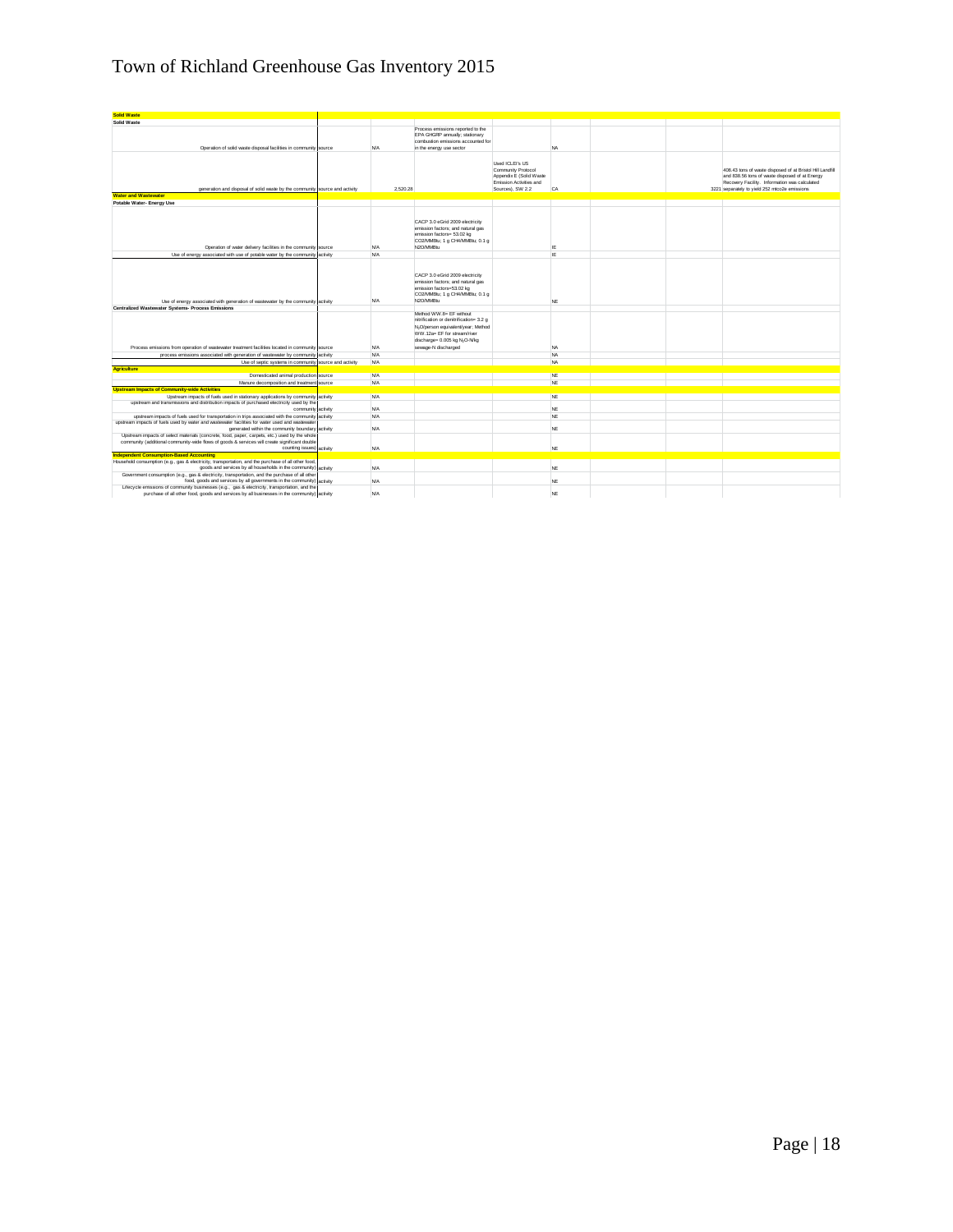# Town of Richland Greenhouse Gas Inventory 2015

| | | | | | | | | |
|---|---|---|---|---|---|---|---|---|
| **Solid Waste** | | | | | | | | |
| **Solid Waste** | | | | | | | | |
| Operation of solid waste disposal facilities in community | source | N/A | Process emissions reported to the EPA GHGRP annually; stationary combustion emissions accounted for in the energy use sector | | NA | | | |
| generation and disposal of solid waste by the community | source and activity | 2,520.28 | | Used ICLEI's US Community Protocol Appendix E (Solid Waste Emission Activities and Sources), SW 2.2 | CA | | | 3221 |
| **Water and Wastewater** | | | | | | | | |
| **Potable Water- Energy Use** | | | | | | | | |
| Operation of water delivery facilities in the community | source | N/A | CACP 3.0 eGrid 2009 electricity emission factors; and natural gas emission factors= 53.02 kg CO2/MMBtu; 1 g CH4/MMBtu; 0.1 g N2O/MMBtu | | IE | | | |
| Use of energy associated with use of potable water by the community | activity | N/A | | | IE | | | |
| Use of energy associated with generation of wastewater by the community | activity | N/A | CACP 3.0 eGrid 2009 electricity emission factors; and natural gas emission factors=53.02 kg CO2/MMBtu; 1 g CH4/MMBtu; 0.1 g N2O/MMBtu | | NE | | | |
| **Centralized Wastewater Systems- Process Emissions** | | | | | | | | |
| Process emissions from operation of wastewater treatment facilities located in community | source | N/A | Method WW.8= EF without nitrification or denitrification= 3.2 g $N_2O$/person equivalent/year; Method WW.12a= EF for stream/river discharge= 0.005 kg $N_2O$-N/kg sewage-N discharged | | NA | | | |
| process emissions associated with generation of wastewater by community | activity | N/A | | | NA | | | |
| Use of septic systems in community | source and activity | N/A | | | NA | | | |
| **Agriculture** | | | | | | | | |
| Domesticated animal production | source | N/A | | | NE | | | |
| Manure decomposition and treatment | source | N/A | | | NE | | | |
| **Upstream Impacts of Community-wide Activities** | | | | | | | | |
| Upstream impacts of fuels used in stationary applications by community | activity | N/A | | | NE | | | |
| upstream and transmissions and distribution impacts of purchased electricity used by the community | activity | N/A | | | NE | | | |
| upstream impacts of fuels used for transportation in trips associated with the community | activity | N/A | | | NE | | | |
| upstream impacts of fuels used by water and wastewater facilities for water used and wastewater generated within the community boundary | activity | N/A | | | NE | | | |
| Upstream impacts of select materials (concrete, food, paper, carpets, etc.) used by the whole community (additional community-wide flows of goods & services will create significant double counting issues) | activity | N/A | | | NE | | | |
| **Independent Consumption-Based Accounting** | | | | | | | | |
| Household consumption (e.g., gas & electricity, transportation, and the purchase of all other food, goods and services by all households in the community) | activity | N/A | | | NE | | | |
| Government consumption (e.g., gas & electricity, transportation, and the purchase of all other food, goods and services by all governments in the community) | activity | N/A | | | NE | | | |
| Lifecycle emissions of community businesses (e.g., gas & electricity, transportation, and the purchase of all other food, goods and services by all businesses in the community) | activity | N/A | | | NE | | | |

Note (Solid Waste, generation and disposal): 406.43 tons of waste disposed of at Bristol Hill Landfill and 838.56 tons of waste disposed of at Energy Recovery Facility. Information was calculated separately to yield 252 mtco2e emissions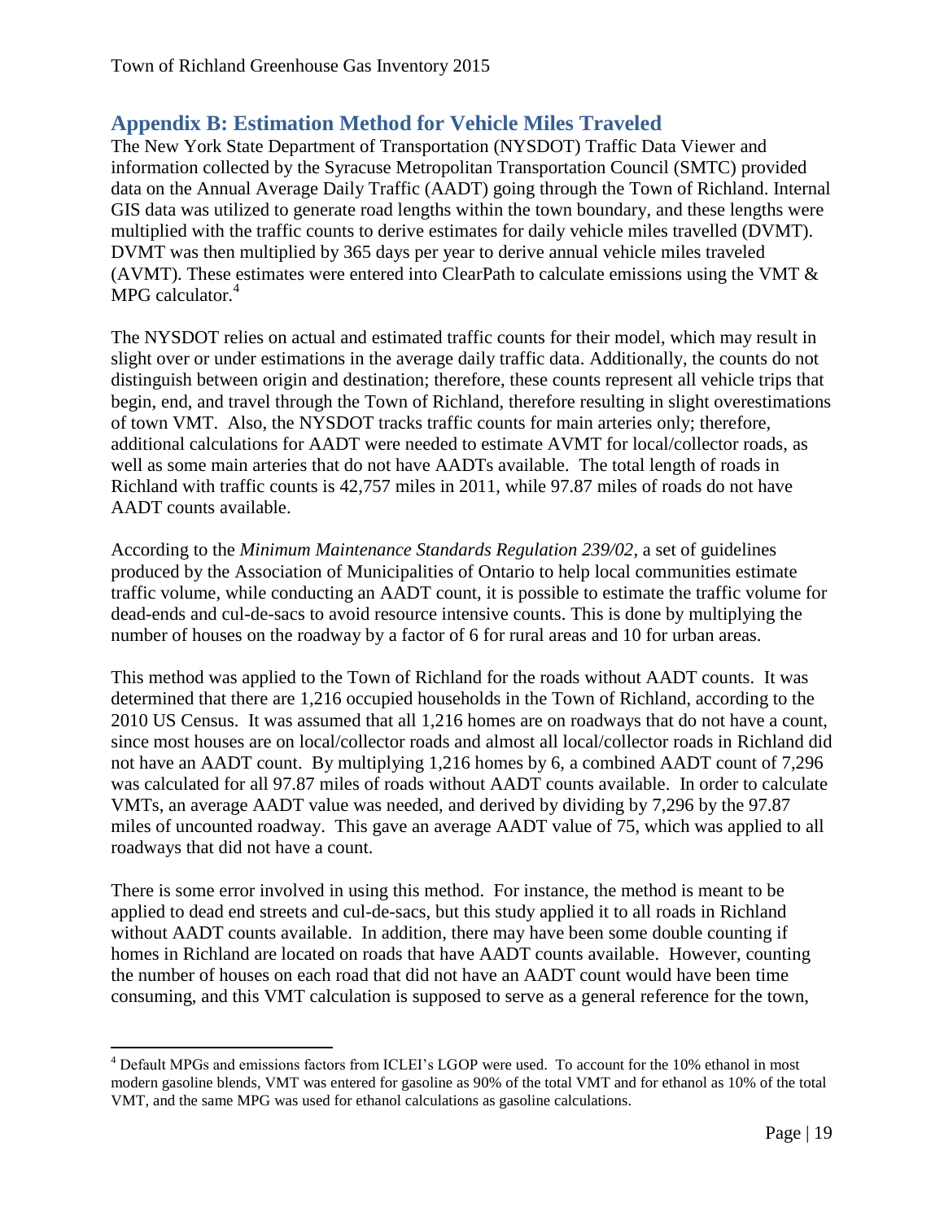## Appendix B: Estimation Method for Vehicle Miles Traveled

The New York State Department of Transportation (NYSDOT) Traffic Data Viewer and information collected by the Syracuse Metropolitan Transportation Council (SMTC) provided data on the Annual Average Daily Traffic (AADT) going through the Town of Richland. Internal GIS data was utilized to generate road lengths within the town boundary, and these lengths were multiplied with the traffic counts to derive estimates for daily vehicle miles travelled (DVMT). DVMT was then multiplied by 365 days per year to derive annual vehicle miles traveled (AVMT). These estimates were entered into ClearPath to calculate emissions using the VMT & MPG calculator.[4]

The NYSDOT relies on actual and estimated traffic counts for their model, which may result in slight over or under estimations in the average daily traffic data. Additionally, the counts do not distinguish between origin and destination; therefore, these counts represent all vehicle trips that begin, end, and travel through the Town of Richland, therefore resulting in slight overestimations of town VMT. Also, the NYSDOT tracks traffic counts for main arteries only; therefore, additional calculations for AADT were needed to estimate AVMT for local/collector roads, as well as some main arteries that do not have AADTs available. The total length of roads in Richland with traffic counts is 42,757 miles in 2011, while 97.87 miles of roads do not have AADT counts available.

According to the *Minimum Maintenance Standards Regulation 239/02*, a set of guidelines produced by the Association of Municipalities of Ontario to help local communities estimate traffic volume, while conducting an AADT count, it is possible to estimate the traffic volume for dead-ends and cul-de-sacs to avoid resource intensive counts. This is done by multiplying the number of houses on the roadway by a factor of 6 for rural areas and 10 for urban areas.

This method was applied to the Town of Richland for the roads without AADT counts. It was determined that there are 1,216 occupied households in the Town of Richland, according to the 2010 US Census. It was assumed that all 1,216 homes are on roadways that do not have a count, since most houses are on local/collector roads and almost all local/collector roads in Richland did not have an AADT count. By multiplying 1,216 homes by 6, a combined AADT count of 7,296 was calculated for all 97.87 miles of roads without AADT counts available. In order to calculate VMTs, an average AADT value was needed, and derived by dividing by 7,296 by the 97.87 miles of uncounted roadway. This gave an average AADT value of 75, which was applied to all roadways that did not have a count.

There is some error involved in using this method. For instance, the method is meant to be applied to dead end streets and cul-de-sacs, but this study applied it to all roads in Richland without AADT counts available. In addition, there may have been some double counting if homes in Richland are located on roads that have AADT counts available. However, counting the number of houses on each road that did not have an AADT count would have been time consuming, and this VMT calculation is supposed to serve as a general reference for the town,

---

[4] Default MPGs and emissions factors from ICLEI's LGOP were used. To account for the 10% ethanol in most modern gasoline blends, VMT was entered for gasoline as 90% of the total VMT and for ethanol as 10% of the total VMT, and the same MPG was used for ethanol calculations as gasoline calculations.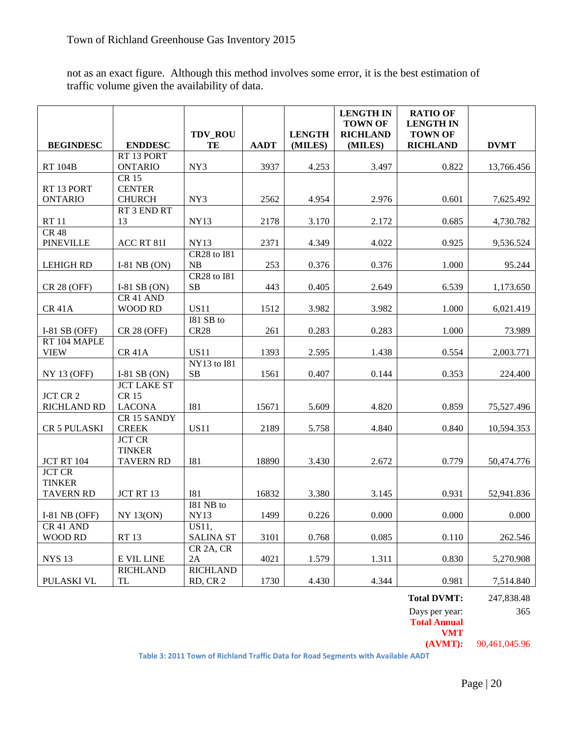not as an exact figure. Although this method involves some error, it is the best estimation of traffic volume given the availability of data.

| BEGINDESC | ENDDESC | TDV_ROUTE | AADT | LENGTH (MILES) | LENGTH IN TOWN OF RICHLAND (MILES) | RATIO OF LENGTH IN TOWN OF RICHLAND | DVMT |
|---|---|---|---|---|---|---|---|
| RT 104B | RT 13 PORT ONTARIO | NY3 | 3937 | 4.253 | 3.497 | 0.822 | 13,766.456 |
| RT 13 PORT ONTARIO | CR 15 CENTER CHURCH | NY3 | 2562 | 4.954 | 2.976 | 0.601 | 7,625.492 |
| RT 11 | RT 3 END RT 13 | NY13 | 2178 | 3.170 | 2.172 | 0.685 | 4,730.782 |
| CR 48 PINEVILLE | ACC RT 81I | NY13 | 2371 | 4.349 | 4.022 | 0.925 | 9,536.524 |
| LEHIGH RD | I-81 NB (ON) | CR28 to I81 NB | 253 | 0.376 | 0.376 | 1.000 | 95.244 |
| CR 28 (OFF) | I-81 SB (ON) | CR28 to I81 SB | 443 | 0.405 | 2.649 | 6.539 | 1,173.650 |
| CR 41A | CR 41 AND WOOD RD | US11 | 1512 | 3.982 | 3.982 | 1.000 | 6,021.419 |
| I-81 SB (OFF) | CR 28 (OFF) | I81 SB to CR28 | 261 | 0.283 | 0.283 | 1.000 | 73.989 |
| RT 104 MAPLE VIEW | CR 41A | US11 | 1393 | 2.595 | 1.438 | 0.554 | 2,003.771 |
| NY 13 (OFF) | I-81 SB (ON) | NY13 to I81 SB | 1561 | 0.407 | 0.144 | 0.353 | 224.400 |
| JCT CR 2 RICHLAND RD | JCT LAKE ST CR 15 LACONA | I81 | 15671 | 5.609 | 4.820 | 0.859 | 75,527.496 |
| CR 5 PULASKI | CR 15 SANDY CREEK | US11 | 2189 | 5.758 | 4.840 | 0.840 | 10,594.353 |
| JCT RT 104 | JCT CR TINKER TAVERN RD | I81 | 18890 | 3.430 | 2.672 | 0.779 | 50,474.776 |
| JCT CR TINKER TAVERN RD | JCT RT 13 | I81 | 16832 | 3.380 | 3.145 | 0.931 | 52,941.836 |
| I-81 NB (OFF) | NY 13(ON) | I81 NB to NY13 | 1499 | 0.226 | 0.000 | 0.000 | 0.000 |
| CR 41 AND WOOD RD | RT 13 | US11, SALINA ST | 3101 | 0.768 | 0.085 | 0.110 | 262.546 |
| NYS 13 | E VIL LINE | CR 2A, CR 2A | 4021 | 1.579 | 1.311 | 0.830 | 5,270.908 |
| PULASKI VL | RICHLAND TL | RICHLAND RD, CR 2 | 1730 | 4.430 | 4.344 | 0.981 | 7,514.840 |
| | | | | | | **Total DVMT:** | 247,838.48 |
| | | | | | | Days per year: | 365 |
| | | | | | | **Total Annual VMT (AVMT):** | 90,461,045.96 |

**Table 3: 2011 Town of Richland Traffic Data for Road Segments with Available AADT**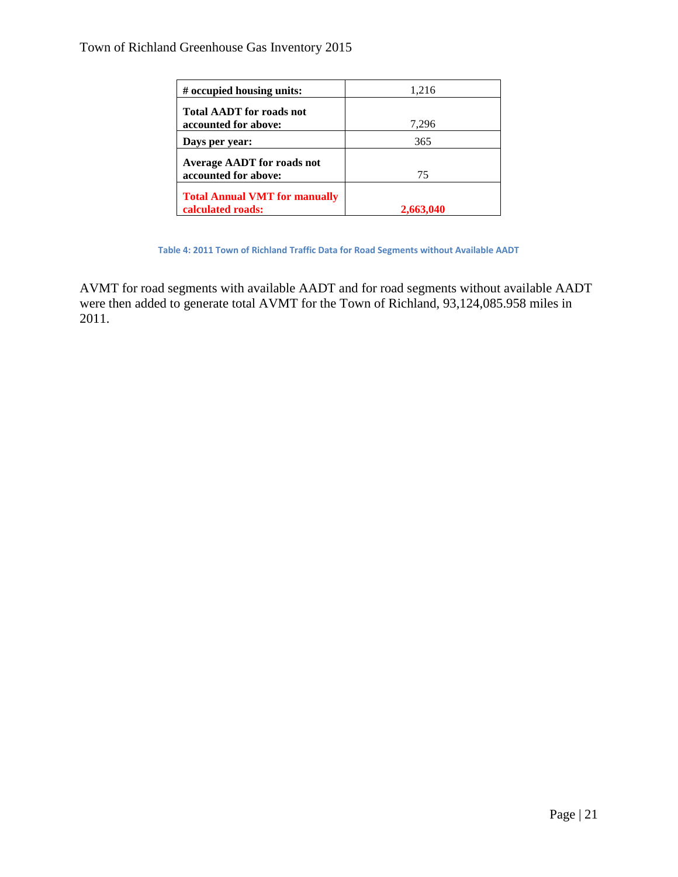| # occupied housing units: | 1,216 |
|---|---|
| Total AADT for roads not accounted for above: | 7,296 |
| Days per year: | 365 |
| Average AADT for roads not accounted for above: | 75 |
| **Total Annual VMT for manually calculated roads:** | **2,663,040** |

Table 4: 2011 Town of Richland Traffic Data for Road Segments without Available AADT

AVMT for road segments with available AADT and for road segments without available AADT were then added to generate total AVMT for the Town of Richland, 93,124,085.958 miles in 2011.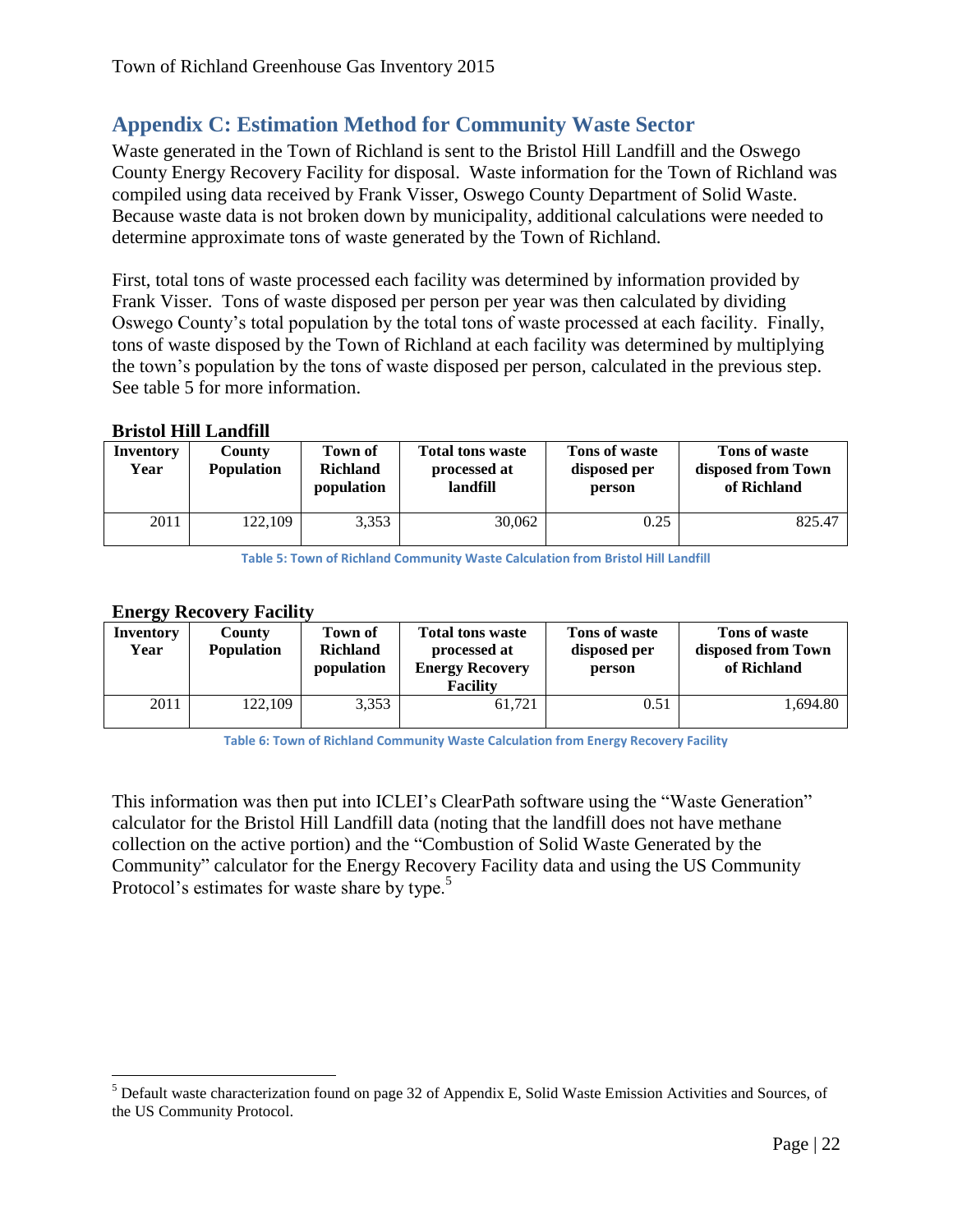## Appendix C: Estimation Method for Community Waste Sector

Waste generated in the Town of Richland is sent to the Bristol Hill Landfill and the Oswego County Energy Recovery Facility for disposal. Waste information for the Town of Richland was compiled using data received by Frank Visser, Oswego County Department of Solid Waste. Because waste data is not broken down by municipality, additional calculations were needed to determine approximate tons of waste generated by the Town of Richland.

First, total tons of waste processed each facility was determined by information provided by Frank Visser. Tons of waste disposed per person per year was then calculated by dividing Oswego County's total population by the total tons of waste processed at each facility. Finally, tons of waste disposed by the Town of Richland at each facility was determined by multiplying the town's population by the tons of waste disposed per person, calculated in the previous step. See table 5 for more information.

**Bristol Hill Landfill**

| Inventory Year | County Population | Town of Richland population | Total tons waste processed at landfill | Tons of waste disposed per person | Tons of waste disposed from Town of Richland |
|---|---|---|---|---|---|
| 2011 | 122,109 | 3,353 | 30,062 | 0.25 | 825.47 |

Table 5: Town of Richland Community Waste Calculation from Bristol Hill Landfill

**Energy Recovery Facility**

| Inventory Year | County Population | Town of Richland population | Total tons waste processed at Energy Recovery Facility | Tons of waste disposed per person | Tons of waste disposed from Town of Richland |
|---|---|---|---|---|---|
| 2011 | 122,109 | 3,353 | 61,721 | 0.51 | 1,694.80 |

Table 6: Town of Richland Community Waste Calculation from Energy Recovery Facility

This information was then put into ICLEI's ClearPath software using the "Waste Generation" calculator for the Bristol Hill Landfill data (noting that the landfill does not have methane collection on the active portion) and the "Combustion of Solid Waste Generated by the Community" calculator for the Energy Recovery Facility data and using the US Community Protocol's estimates for waste share by type.[5]

[5] Default waste characterization found on page 32 of Appendix E, Solid Waste Emission Activities and Sources, of the US Community Protocol.